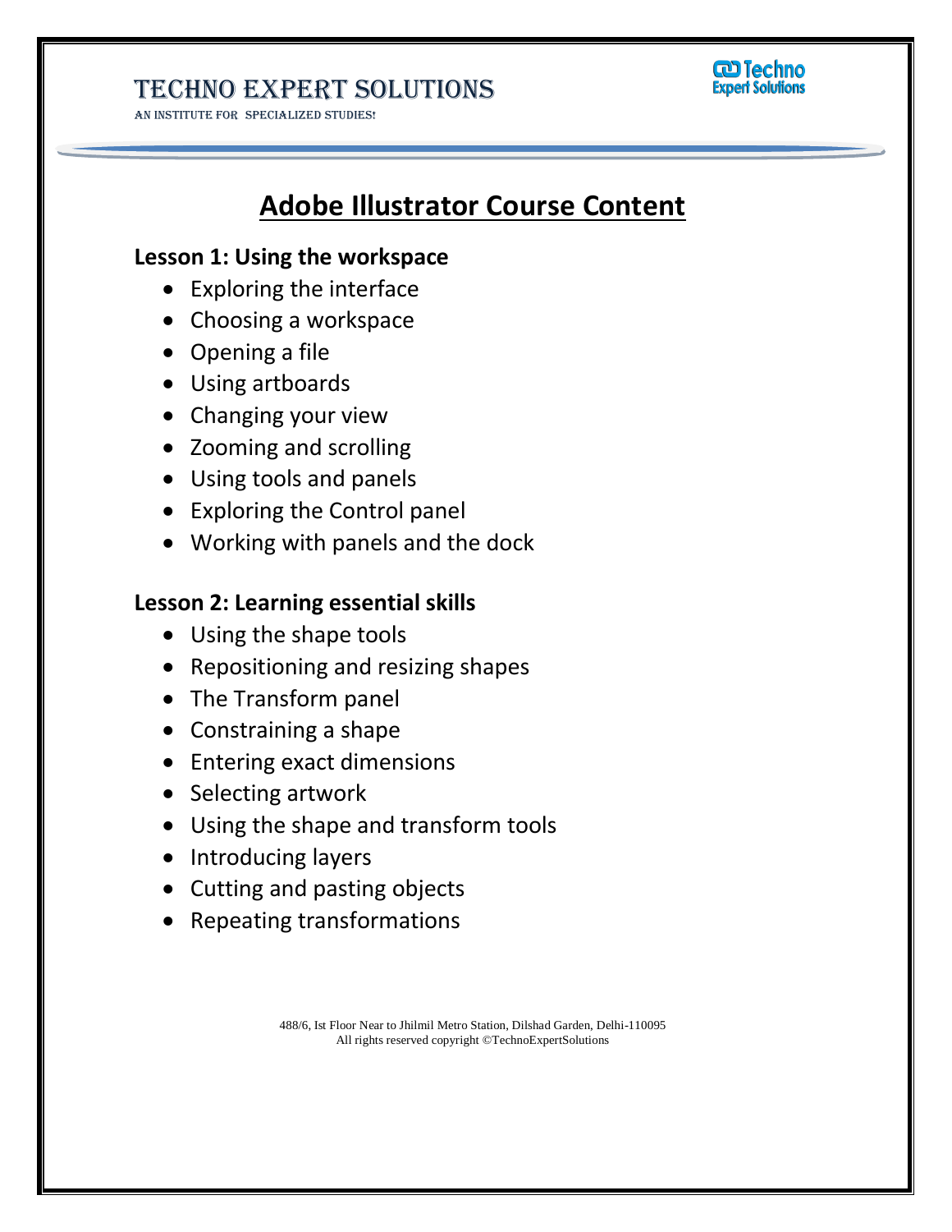# Adobe Illustrator Course Content

## Lesson 1: Using the workspace

- Exploring the interface
- Choosing a workspace
- Opening a file
- Using artboards
- Changing your view
- Zooming and scrolling
- Using tools and panels
- Exploring the Control panel
- Working with panels and the dock

## Lesson 2: Learning essential skills

- Using the shape tools
- Repositioning and resizing shapes
- The Transform panel
- Constraining a shape
- Entering exact dimensions
- Selecting artwork
- Using the shape and transform tools
- Introducing layers
- Cutting and pasting objects
- Repeating transformations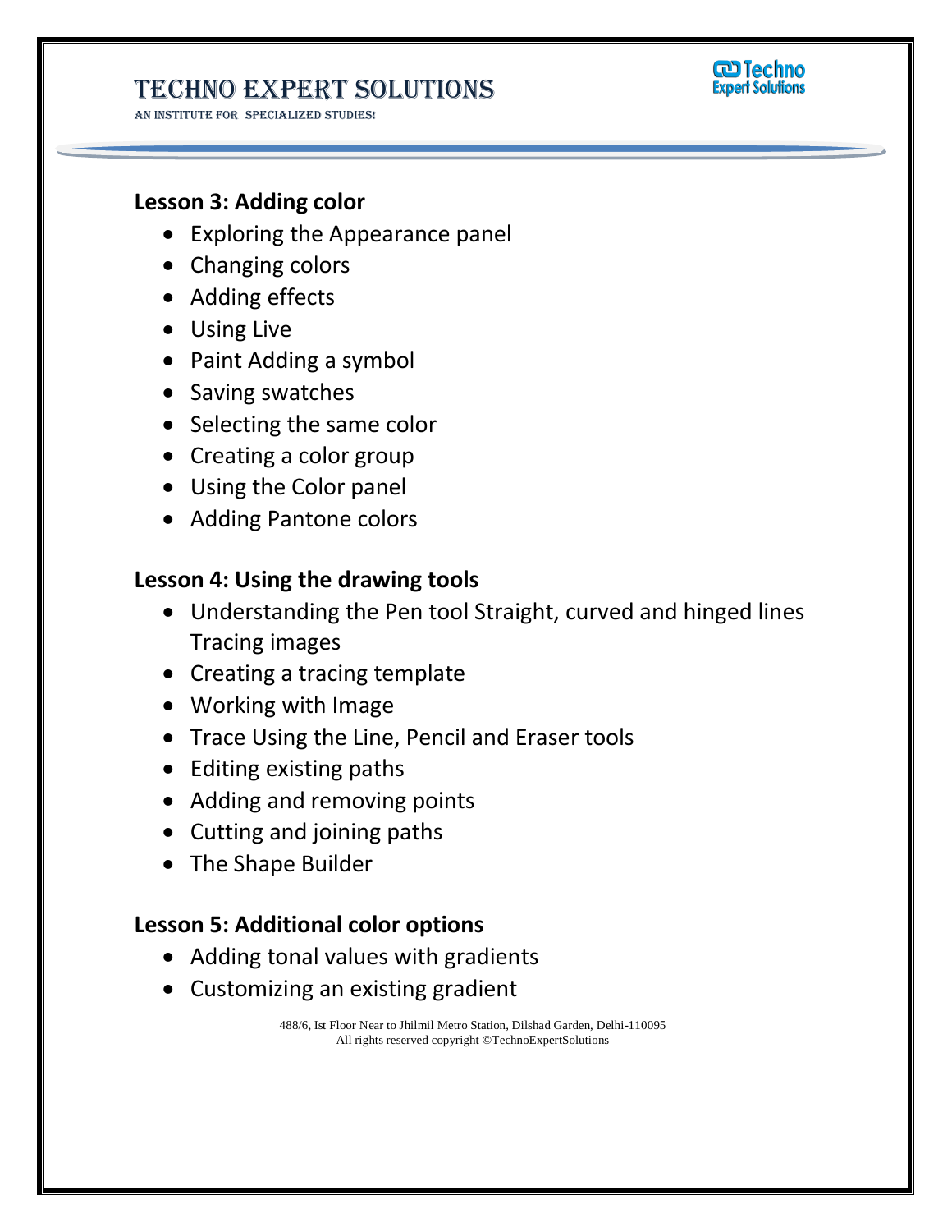### Lesson 3: Adding color

- Exploring the Appearance panel
- Changing colors
- Adding effects
- Using Live
- Paint Adding a symbol
- Saving swatches
- Selecting the same color
- Creating a color group
- Using the Color panel
- Adding Pantone colors

### Lesson 4: Using the drawing tools

- Understanding the Pen tool Straight, curved and hinged lines Tracing images
- Creating a tracing template
- Working with Image
- Trace Using the Line, Pencil and Eraser tools
- Editing existing paths
- Adding and removing points
- Cutting and joining paths
- The Shape Builder

### Lesson 5: Additional color options

- Adding tonal values with gradients
- Customizing an existing gradient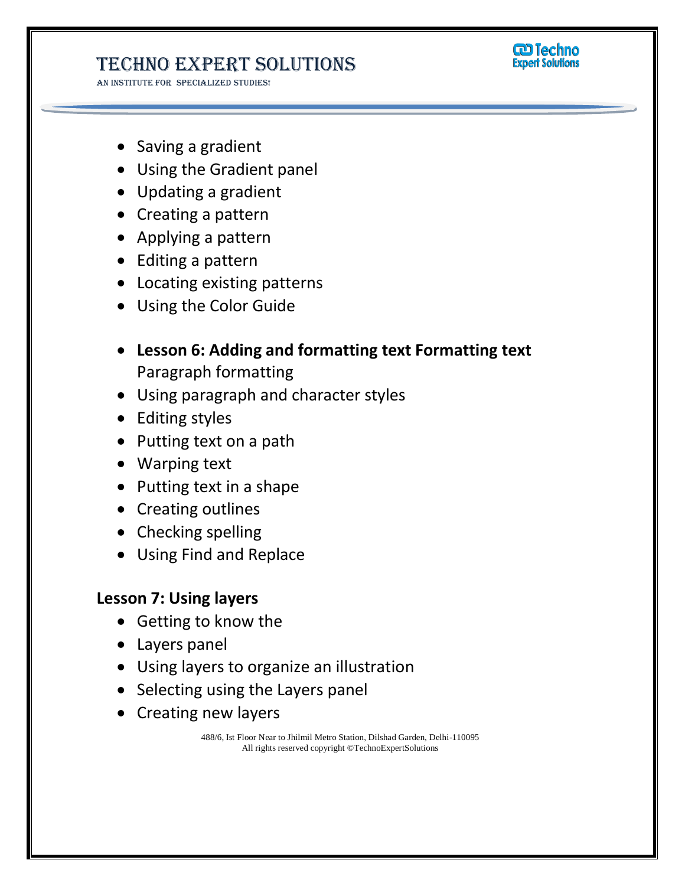- Saving a gradient
- Using the Gradient panel
- Updating a gradient
- Creating a pattern
- Applying a pattern
- Editing a pattern
- Locating existing patterns
- Using the Color Guide

- **Lesson 6: Adding and formatting text Formatting text** Paragraph formatting
- Using paragraph and character styles
- Editing styles
- Putting text on a path
- Warping text
- Putting text in a shape
- Creating outlines
- Checking spelling
- Using Find and Replace

**Lesson 7: Using layers**

- Getting to know the
- Layers panel
- Using layers to organize an illustration
- Selecting using the Layers panel
- Creating new layers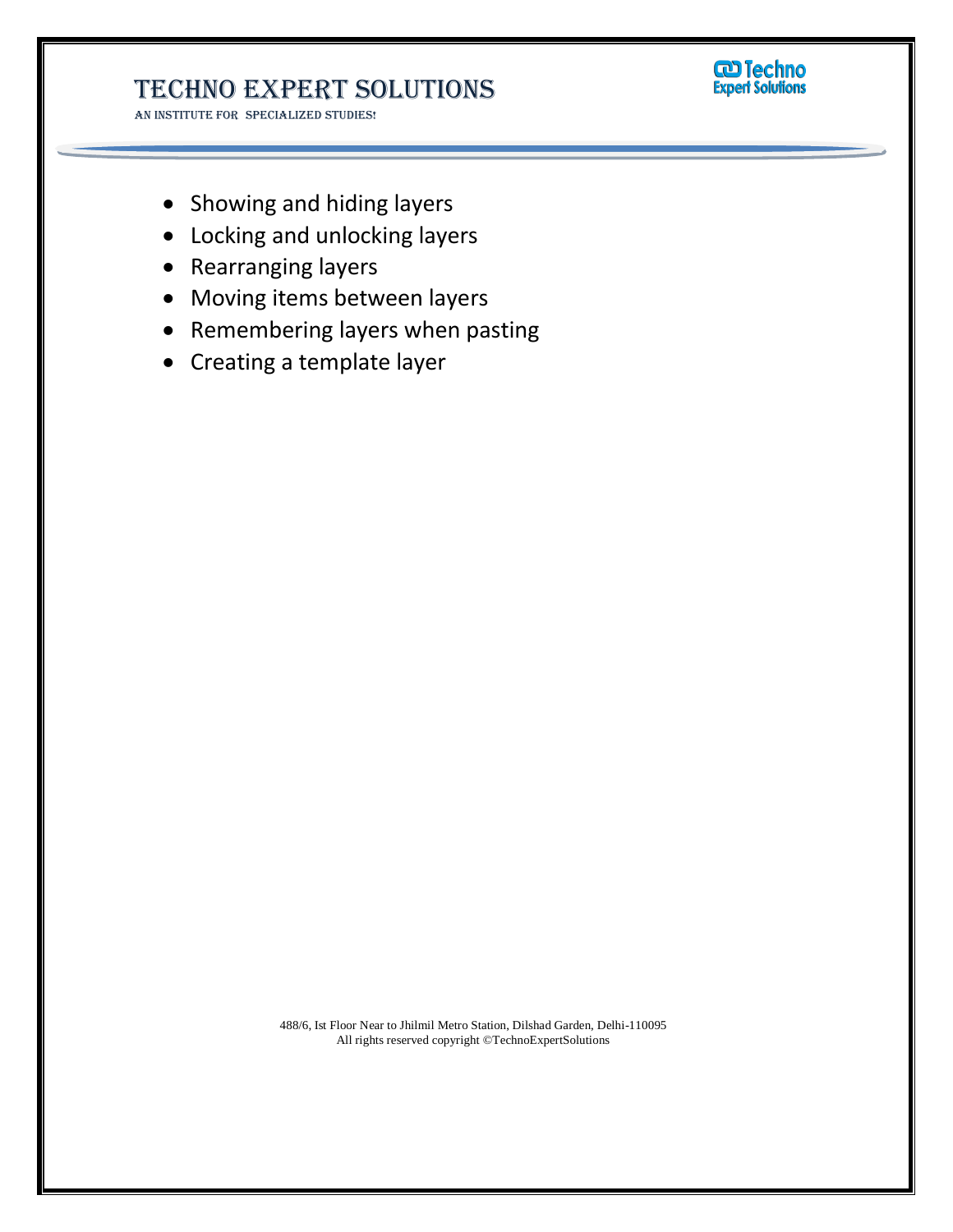- Showing and hiding layers
- Locking and unlocking layers
- Rearranging layers
- Moving items between layers
- Remembering layers when pasting
- Creating a template layer